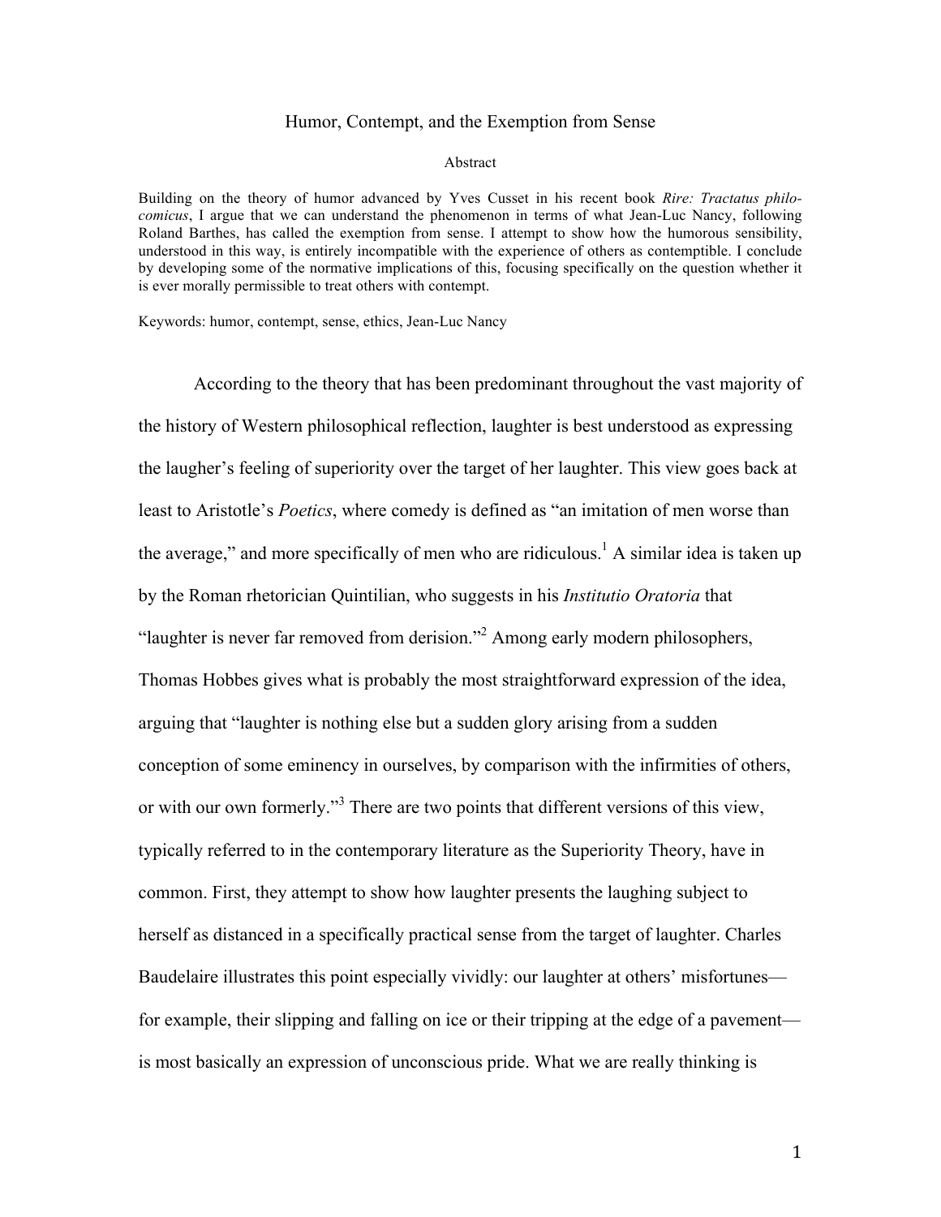# Humor, Contempt, and the Exemption from Sense

## Abstract

Building on the theory of humor advanced by Yves Cusset in his recent book *Rire: Tractatus philo-comicus*, I argue that we can understand the phenomenon in terms of what Jean-Luc Nancy, following Roland Barthes, has called the exemption from sense. I attempt to show how the humorous sensibility, understood in this way, is entirely incompatible with the experience of others as contemptible. I conclude by developing some of the normative implications of this, focusing specifically on the question whether it is ever morally permissible to treat others with contempt.

Keywords: humor, contempt, sense, ethics, Jean-Luc Nancy

According to the theory that has been predominant throughout the vast majority of the history of Western philosophical reflection, laughter is best understood as expressing the laugher's feeling of superiority over the target of her laughter. This view goes back at least to Aristotle's *Poetics*, where comedy is defined as "an imitation of men worse than the average," and more specifically of men who are ridiculous.[1] A similar idea is taken up by the Roman rhetorician Quintilian, who suggests in his *Institutio Oratoria* that "laughter is never far removed from derision."[2] Among early modern philosophers, Thomas Hobbes gives what is probably the most straightforward expression of the idea, arguing that "laughter is nothing else but a sudden glory arising from a sudden conception of some eminency in ourselves, by comparison with the infirmities of others, or with our own formerly."[3] There are two points that different versions of this view, typically referred to in the contemporary literature as the Superiority Theory, have in common. First, they attempt to show how laughter presents the laughing subject to herself as distanced in a specifically practical sense from the target of laughter. Charles Baudelaire illustrates this point especially vividly: our laughter at others' misfortunes—for example, their slipping and falling on ice or their tripping at the edge of a pavement—is most basically an expression of unconscious pride. What we are really thinking is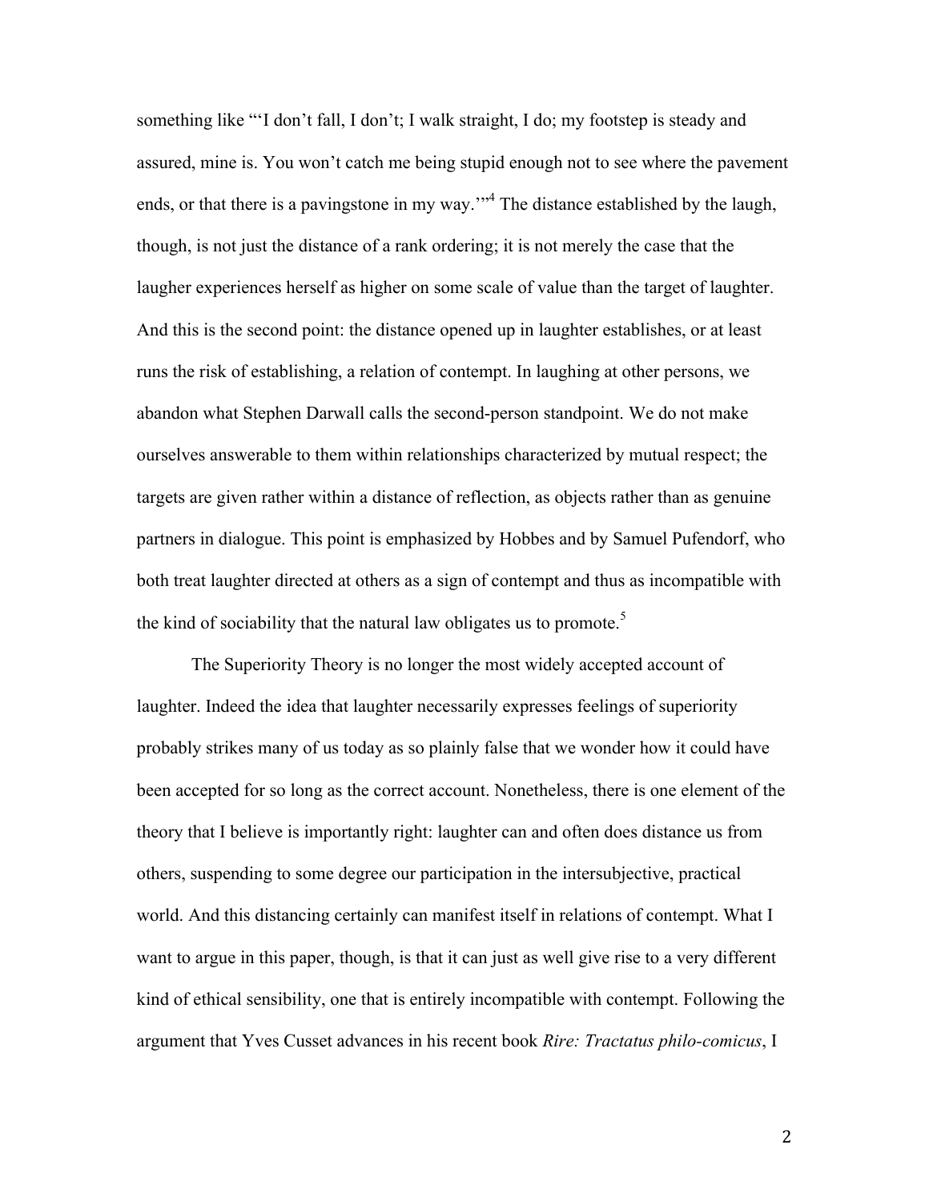something like "'I don't fall, I don't; I walk straight, I do; my footstep is steady and assured, mine is. You won't catch me being stupid enough not to see where the pavement ends, or that there is a pavingstone in my way.'"[4] The distance established by the laugh, though, is not just the distance of a rank ordering; it is not merely the case that the laugher experiences herself as higher on some scale of value than the target of laughter. And this is the second point: the distance opened up in laughter establishes, or at least runs the risk of establishing, a relation of contempt. In laughing at other persons, we abandon what Stephen Darwall calls the second-person standpoint. We do not make ourselves answerable to them within relationships characterized by mutual respect; the targets are given rather within a distance of reflection, as objects rather than as genuine partners in dialogue. This point is emphasized by Hobbes and by Samuel Pufendorf, who both treat laughter directed at others as a sign of contempt and thus as incompatible with the kind of sociability that the natural law obligates us to promote.[5]

The Superiority Theory is no longer the most widely accepted account of laughter. Indeed the idea that laughter necessarily expresses feelings of superiority probably strikes many of us today as so plainly false that we wonder how it could have been accepted for so long as the correct account. Nonetheless, there is one element of the theory that I believe is importantly right: laughter can and often does distance us from others, suspending to some degree our participation in the intersubjective, practical world. And this distancing certainly can manifest itself in relations of contempt. What I want to argue in this paper, though, is that it can just as well give rise to a very different kind of ethical sensibility, one that is entirely incompatible with contempt. Following the argument that Yves Cusset advances in his recent book *Rire: Tractatus philo-comicus*, I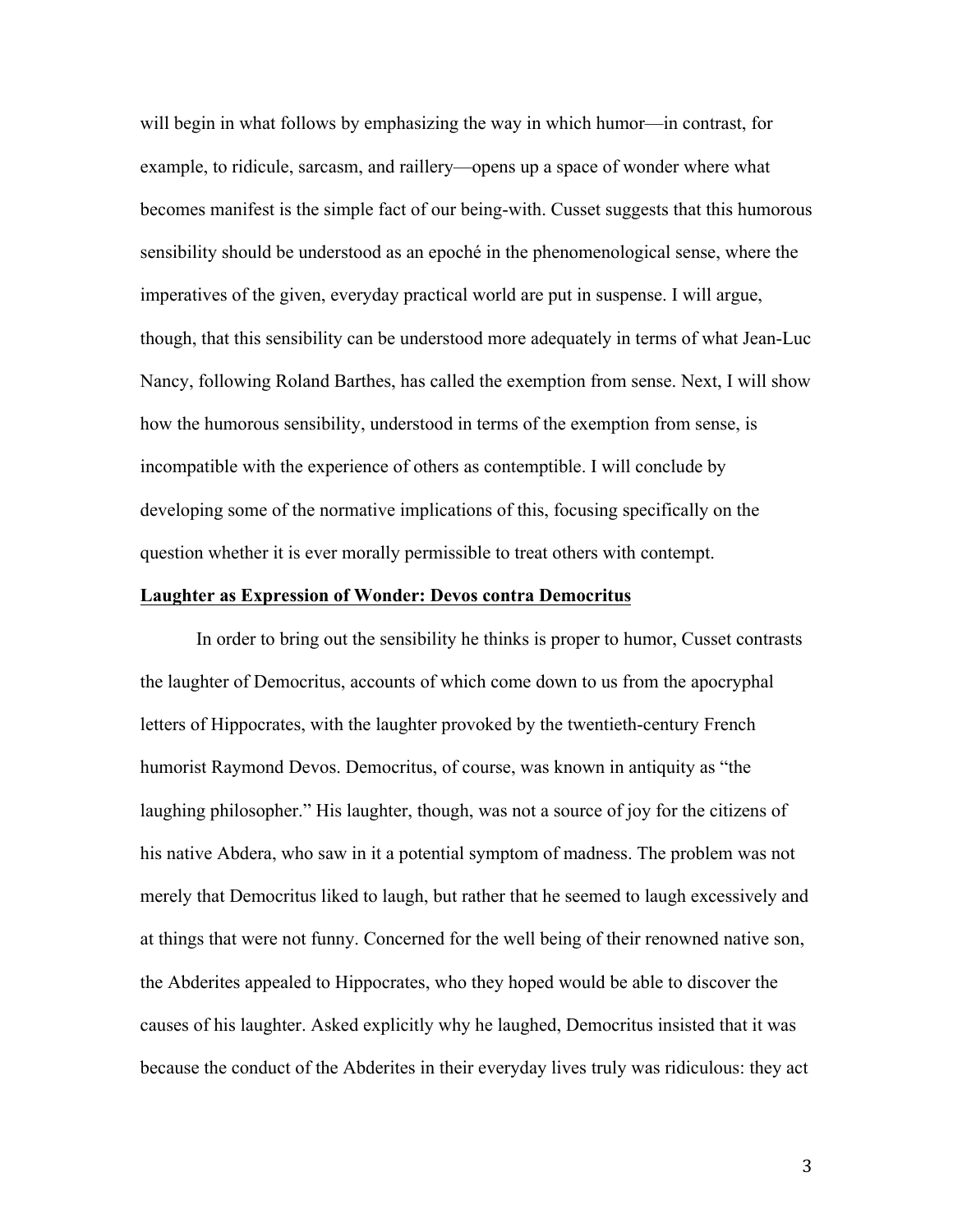will begin in what follows by emphasizing the way in which humor—in contrast, for example, to ridicule, sarcasm, and raillery—opens up a space of wonder where what becomes manifest is the simple fact of our being-with. Cusset suggests that this humorous sensibility should be understood as an epoché in the phenomenological sense, where the imperatives of the given, everyday practical world are put in suspense. I will argue, though, that this sensibility can be understood more adequately in terms of what Jean-Luc Nancy, following Roland Barthes, has called the exemption from sense. Next, I will show how the humorous sensibility, understood in terms of the exemption from sense, is incompatible with the experience of others as contemptible. I will conclude by developing some of the normative implications of this, focusing specifically on the question whether it is ever morally permissible to treat others with contempt.

## Laughter as Expression of Wonder: Devos contra Democritus

In order to bring out the sensibility he thinks is proper to humor, Cusset contrasts the laughter of Democritus, accounts of which come down to us from the apocryphal letters of Hippocrates, with the laughter provoked by the twentieth-century French humorist Raymond Devos. Democritus, of course, was known in antiquity as "the laughing philosopher." His laughter, though, was not a source of joy for the citizens of his native Abdera, who saw in it a potential symptom of madness. The problem was not merely that Democritus liked to laugh, but rather that he seemed to laugh excessively and at things that were not funny. Concerned for the well being of their renowned native son, the Abderites appealed to Hippocrates, who they hoped would be able to discover the causes of his laughter. Asked explicitly why he laughed, Democritus insisted that it was because the conduct of the Abderites in their everyday lives truly was ridiculous: they act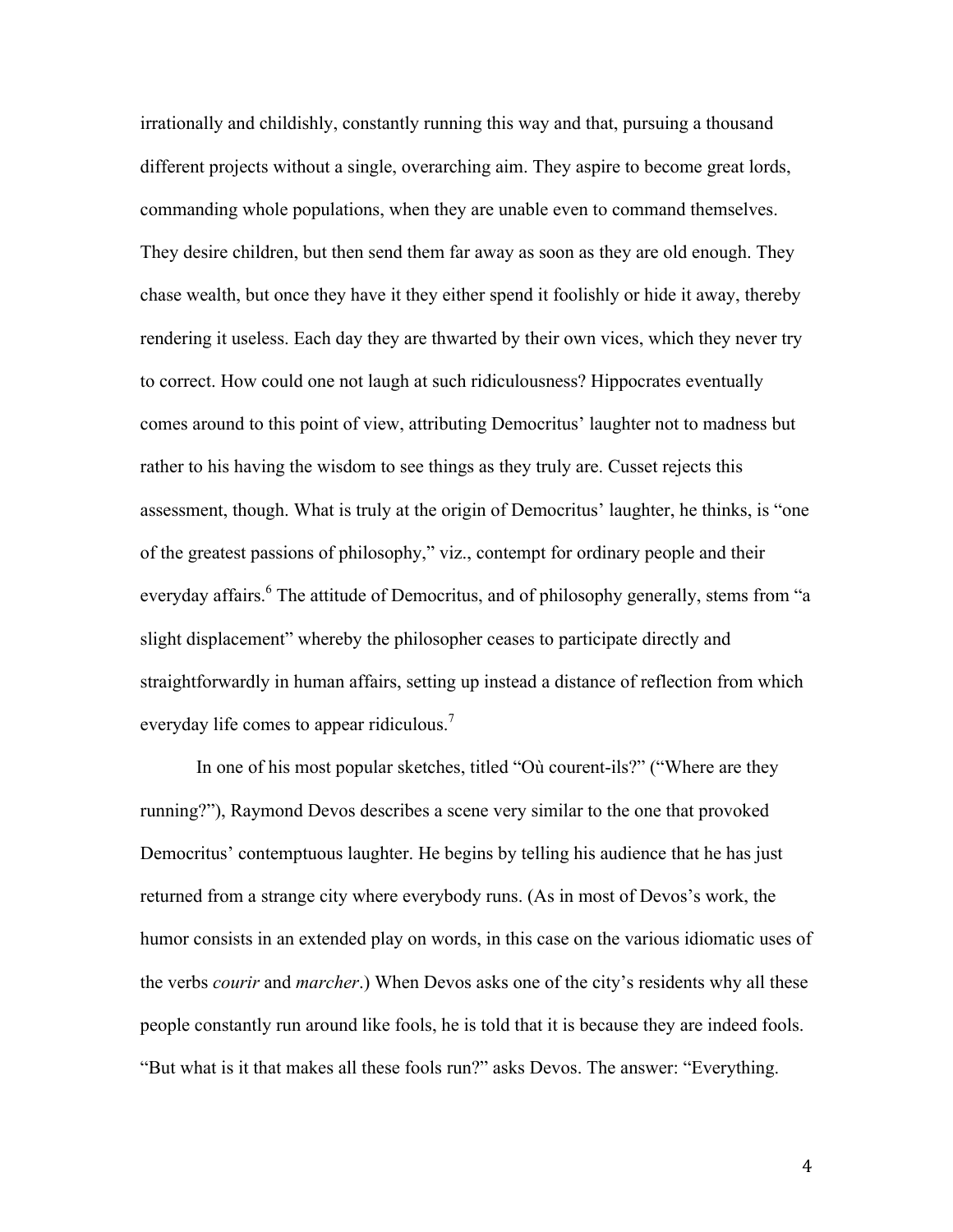irrationally and childishly, constantly running this way and that, pursuing a thousand different projects without a single, overarching aim. They aspire to become great lords, commanding whole populations, when they are unable even to command themselves. They desire children, but then send them far away as soon as they are old enough. They chase wealth, but once they have it they either spend it foolishly or hide it away, thereby rendering it useless. Each day they are thwarted by their own vices, which they never try to correct. How could one not laugh at such ridiculousness? Hippocrates eventually comes around to this point of view, attributing Democritus' laughter not to madness but rather to his having the wisdom to see things as they truly are. Cusset rejects this assessment, though. What is truly at the origin of Democritus' laughter, he thinks, is "one of the greatest passions of philosophy," viz., contempt for ordinary people and their everyday affairs.[6] The attitude of Democritus, and of philosophy generally, stems from "a slight displacement" whereby the philosopher ceases to participate directly and straightforwardly in human affairs, setting up instead a distance of reflection from which everyday life comes to appear ridiculous.[7]

In one of his most popular sketches, titled "Où courent-ils?" ("Where are they running?"), Raymond Devos describes a scene very similar to the one that provoked Democritus' contemptuous laughter. He begins by telling his audience that he has just returned from a strange city where everybody runs. (As in most of Devos's work, the humor consists in an extended play on words, in this case on the various idiomatic uses of the verbs *courir* and *marcher*.) When Devos asks one of the city's residents why all these people constantly run around like fools, he is told that it is because they are indeed fools. "But what is it that makes all these fools run?" asks Devos. The answer: "Everything.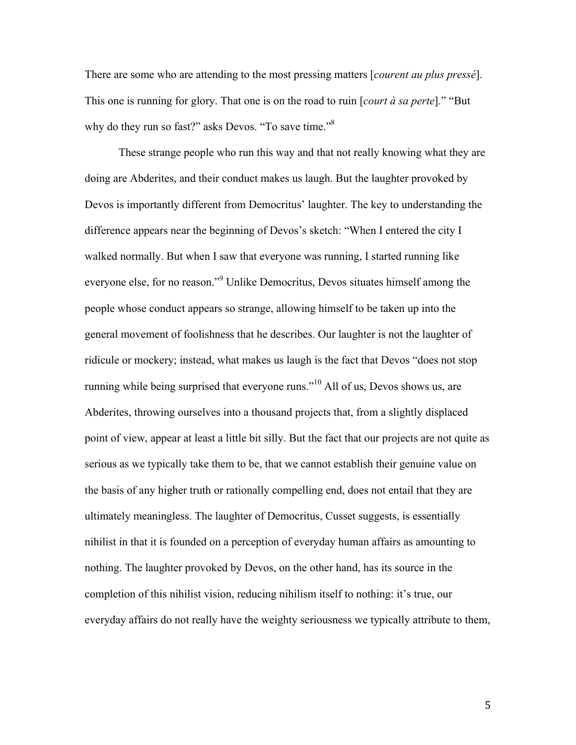There are some who are attending to the most pressing matters [*courent au plus pressé*]. This one is running for glory. That one is on the road to ruin [*court à sa perte*].” “But why do they run so fast?” asks Devos. “To save time.”[8]

These strange people who run this way and that not really knowing what they are doing are Abderites, and their conduct makes us laugh. But the laughter provoked by Devos is importantly different from Democritus’ laughter. The key to understanding the difference appears near the beginning of Devos’s sketch: “When I entered the city I walked normally. But when I saw that everyone was running, I started running like everyone else, for no reason.”[9] Unlike Democritus, Devos situates himself among the people whose conduct appears so strange, allowing himself to be taken up into the general movement of foolishness that he describes. Our laughter is not the laughter of ridicule or mockery; instead, what makes us laugh is the fact that Devos “does not stop running while being surprised that everyone runs.”[10] All of us, Devos shows us, are Abderites, throwing ourselves into a thousand projects that, from a slightly displaced point of view, appear at least a little bit silly. But the fact that our projects are not quite as serious as we typically take them to be, that we cannot establish their genuine value on the basis of any higher truth or rationally compelling end, does not entail that they are ultimately meaningless. The laughter of Democritus, Cusset suggests, is essentially nihilist in that it is founded on a perception of everyday human affairs as amounting to nothing. The laughter provoked by Devos, on the other hand, has its source in the completion of this nihilist vision, reducing nihilism itself to nothing: it’s true, our everyday affairs do not really have the weighty seriousness we typically attribute to them,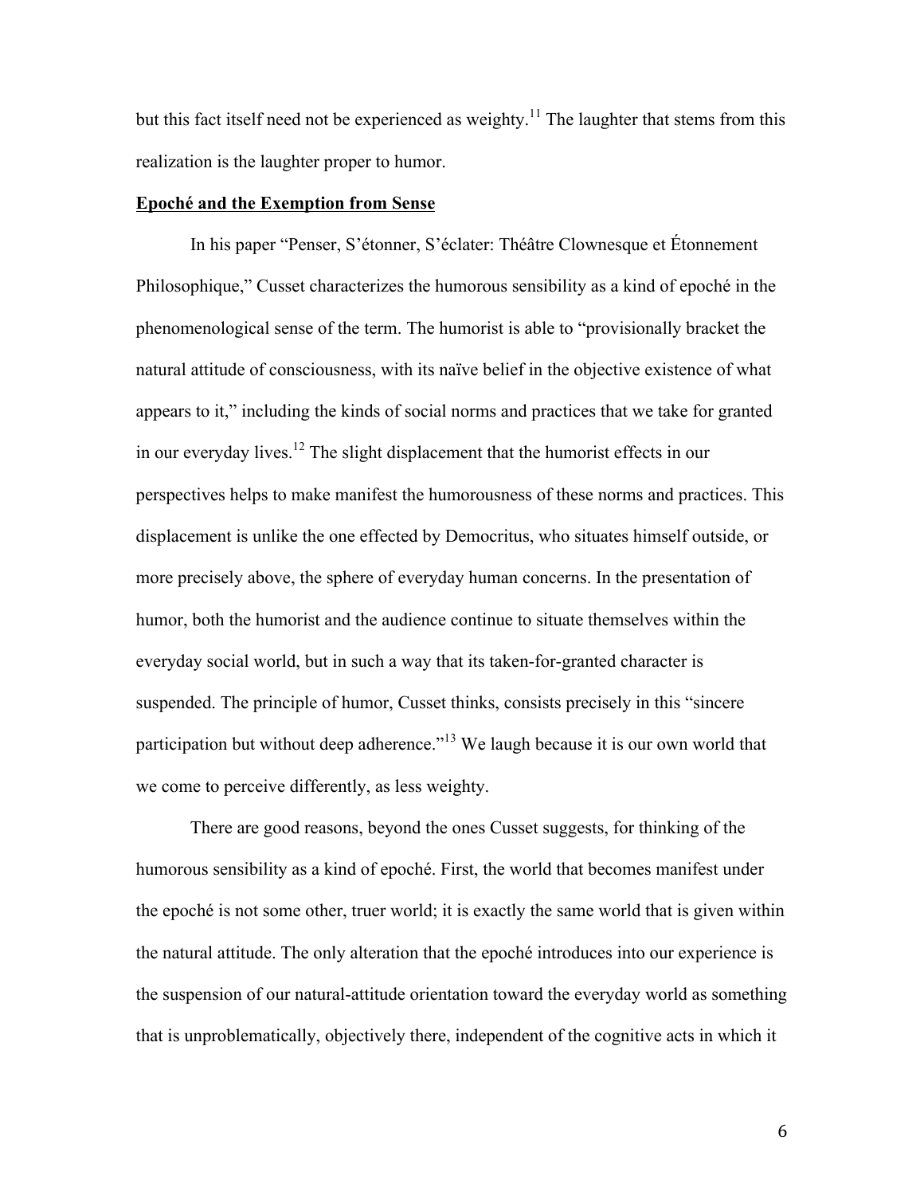but this fact itself need not be experienced as weighty.[11] The laughter that stems from this realization is the laughter proper to humor.

**Epoché and the Exemption from Sense**

In his paper "Penser, S'étonner, S'éclater: Théâtre Clownesque et Étonnement Philosophique," Cusset characterizes the humorous sensibility as a kind of epoché in the phenomenological sense of the term. The humorist is able to "provisionally bracket the natural attitude of consciousness, with its naïve belief in the objective existence of what appears to it," including the kinds of social norms and practices that we take for granted in our everyday lives.[12] The slight displacement that the humorist effects in our perspectives helps to make manifest the humorousness of these norms and practices. This displacement is unlike the one effected by Democritus, who situates himself outside, or more precisely above, the sphere of everyday human concerns. In the presentation of humor, both the humorist and the audience continue to situate themselves within the everyday social world, but in such a way that its taken-for-granted character is suspended. The principle of humor, Cusset thinks, consists precisely in this "sincere participation but without deep adherence."[13] We laugh because it is our own world that we come to perceive differently, as less weighty.

There are good reasons, beyond the ones Cusset suggests, for thinking of the humorous sensibility as a kind of epoché. First, the world that becomes manifest under the epoché is not some other, truer world; it is exactly the same world that is given within the natural attitude. The only alteration that the epoché introduces into our experience is the suspension of our natural-attitude orientation toward the everyday world as something that is unproblematically, objectively there, independent of the cognitive acts in which it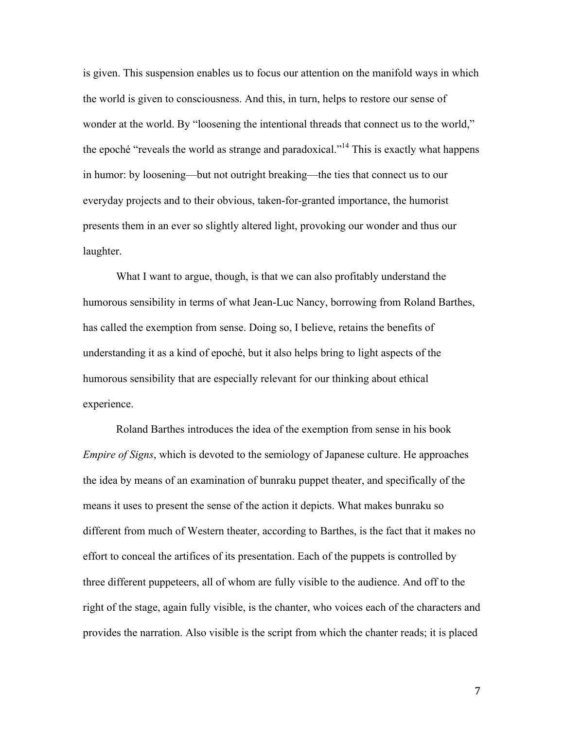is given. This suspension enables us to focus our attention on the manifold ways in which the world is given to consciousness. And this, in turn, helps to restore our sense of wonder at the world. By "loosening the intentional threads that connect us to the world," the epoché "reveals the world as strange and paradoxical."[14] This is exactly what happens in humor: by loosening—but not outright breaking—the ties that connect us to our everyday projects and to their obvious, taken-for-granted importance, the humorist presents them in an ever so slightly altered light, provoking our wonder and thus our laughter.

What I want to argue, though, is that we can also profitably understand the humorous sensibility in terms of what Jean-Luc Nancy, borrowing from Roland Barthes, has called the exemption from sense. Doing so, I believe, retains the benefits of understanding it as a kind of epoché, but it also helps bring to light aspects of the humorous sensibility that are especially relevant for our thinking about ethical experience.

Roland Barthes introduces the idea of the exemption from sense in his book *Empire of Signs*, which is devoted to the semiology of Japanese culture. He approaches the idea by means of an examination of bunraku puppet theater, and specifically of the means it uses to present the sense of the action it depicts. What makes bunraku so different from much of Western theater, according to Barthes, is the fact that it makes no effort to conceal the artifices of its presentation. Each of the puppets is controlled by three different puppeteers, all of whom are fully visible to the audience. And off to the right of the stage, again fully visible, is the chanter, who voices each of the characters and provides the narration. Also visible is the script from which the chanter reads; it is placed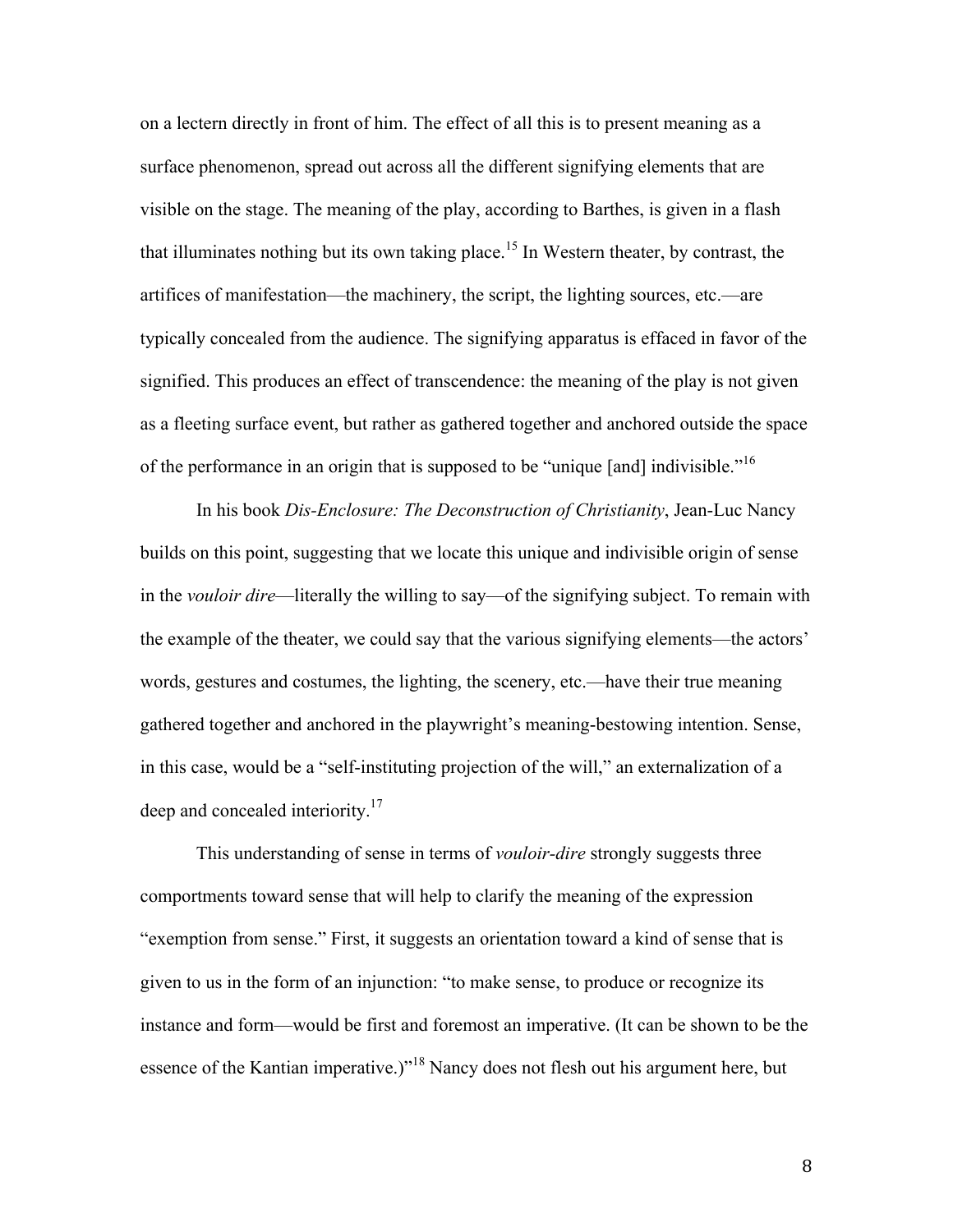on a lectern directly in front of him. The effect of all this is to present meaning as a surface phenomenon, spread out across all the different signifying elements that are visible on the stage. The meaning of the play, according to Barthes, is given in a flash that illuminates nothing but its own taking place.[15] In Western theater, by contrast, the artifices of manifestation—the machinery, the script, the lighting sources, etc.—are typically concealed from the audience. The signifying apparatus is effaced in favor of the signified. This produces an effect of transcendence: the meaning of the play is not given as a fleeting surface event, but rather as gathered together and anchored outside the space of the performance in an origin that is supposed to be "unique [and] indivisible."[16]

In his book *Dis-Enclosure: The Deconstruction of Christianity*, Jean-Luc Nancy builds on this point, suggesting that we locate this unique and indivisible origin of sense in the *vouloir dire*—literally the willing to say—of the signifying subject. To remain with the example of the theater, we could say that the various signifying elements—the actors' words, gestures and costumes, the lighting, the scenery, etc.—have their true meaning gathered together and anchored in the playwright's meaning-bestowing intention. Sense, in this case, would be a "self-instituting projection of the will," an externalization of a deep and concealed interiority.[17]

This understanding of sense in terms of *vouloir-dire* strongly suggests three comportments toward sense that will help to clarify the meaning of the expression "exemption from sense." First, it suggests an orientation toward a kind of sense that is given to us in the form of an injunction: "to make sense, to produce or recognize its instance and form—would be first and foremost an imperative. (It can be shown to be the essence of the Kantian imperative.)"[18] Nancy does not flesh out his argument here, but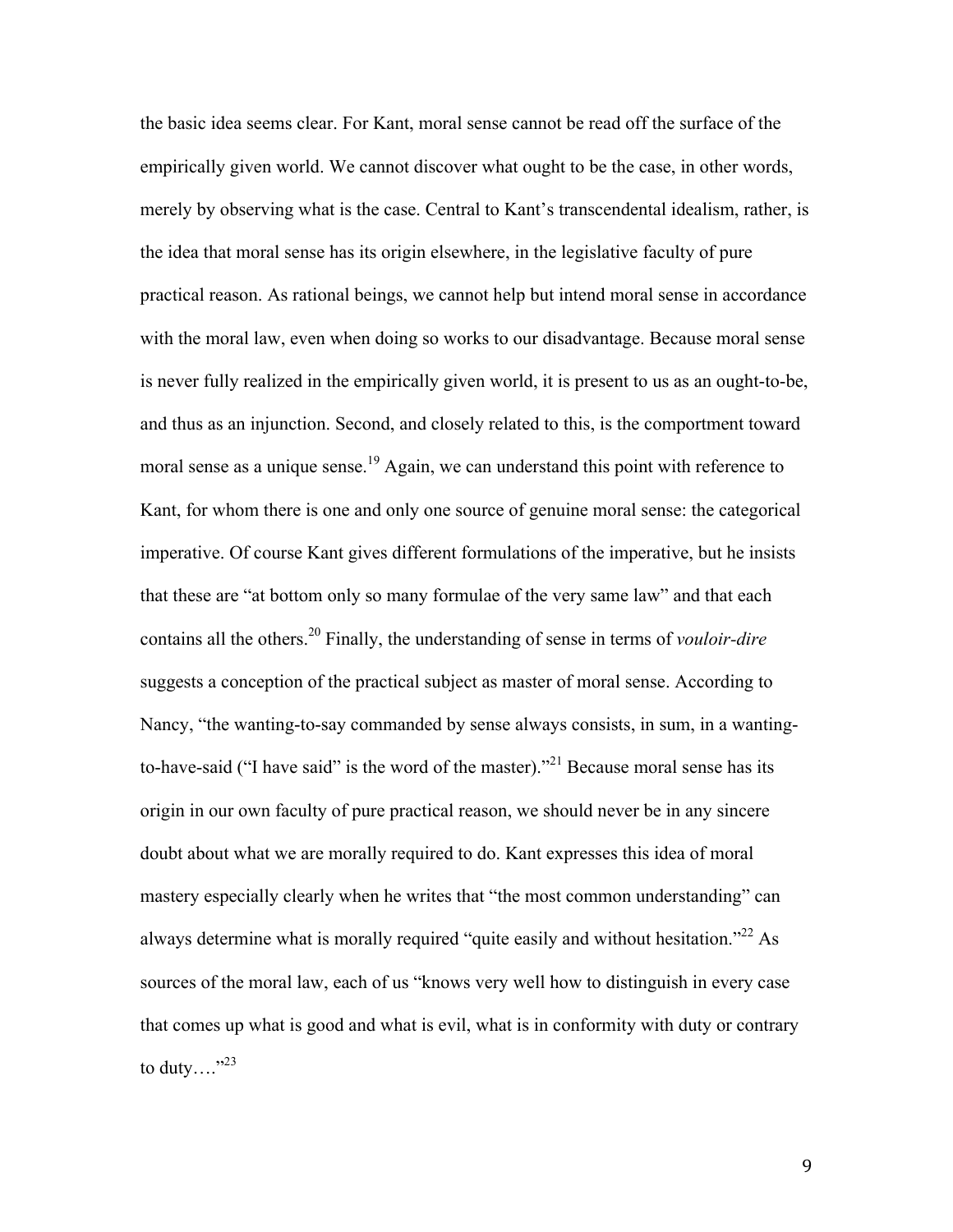the basic idea seems clear. For Kant, moral sense cannot be read off the surface of the empirically given world. We cannot discover what ought to be the case, in other words, merely by observing what is the case. Central to Kant's transcendental idealism, rather, is the idea that moral sense has its origin elsewhere, in the legislative faculty of pure practical reason. As rational beings, we cannot help but intend moral sense in accordance with the moral law, even when doing so works to our disadvantage. Because moral sense is never fully realized in the empirically given world, it is present to us as an ought-to-be, and thus as an injunction. Second, and closely related to this, is the comportment toward moral sense as a unique sense.[19] Again, we can understand this point with reference to Kant, for whom there is one and only one source of genuine moral sense: the categorical imperative. Of course Kant gives different formulations of the imperative, but he insists that these are "at bottom only so many formulae of the very same law" and that each contains all the others.[20] Finally, the understanding of sense in terms of *vouloir-dire* suggests a conception of the practical subject as master of moral sense. According to Nancy, "the wanting-to-say commanded by sense always consists, in sum, in a wanting-to-have-said ("I have said" is the word of the master)."[21] Because moral sense has its origin in our own faculty of pure practical reason, we should never be in any sincere doubt about what we are morally required to do. Kant expresses this idea of moral mastery especially clearly when he writes that "the most common understanding" can always determine what is morally required "quite easily and without hesitation."[22] As sources of the moral law, each of us "knows very well how to distinguish in every case that comes up what is good and what is evil, what is in conformity with duty or contrary to duty…."[23]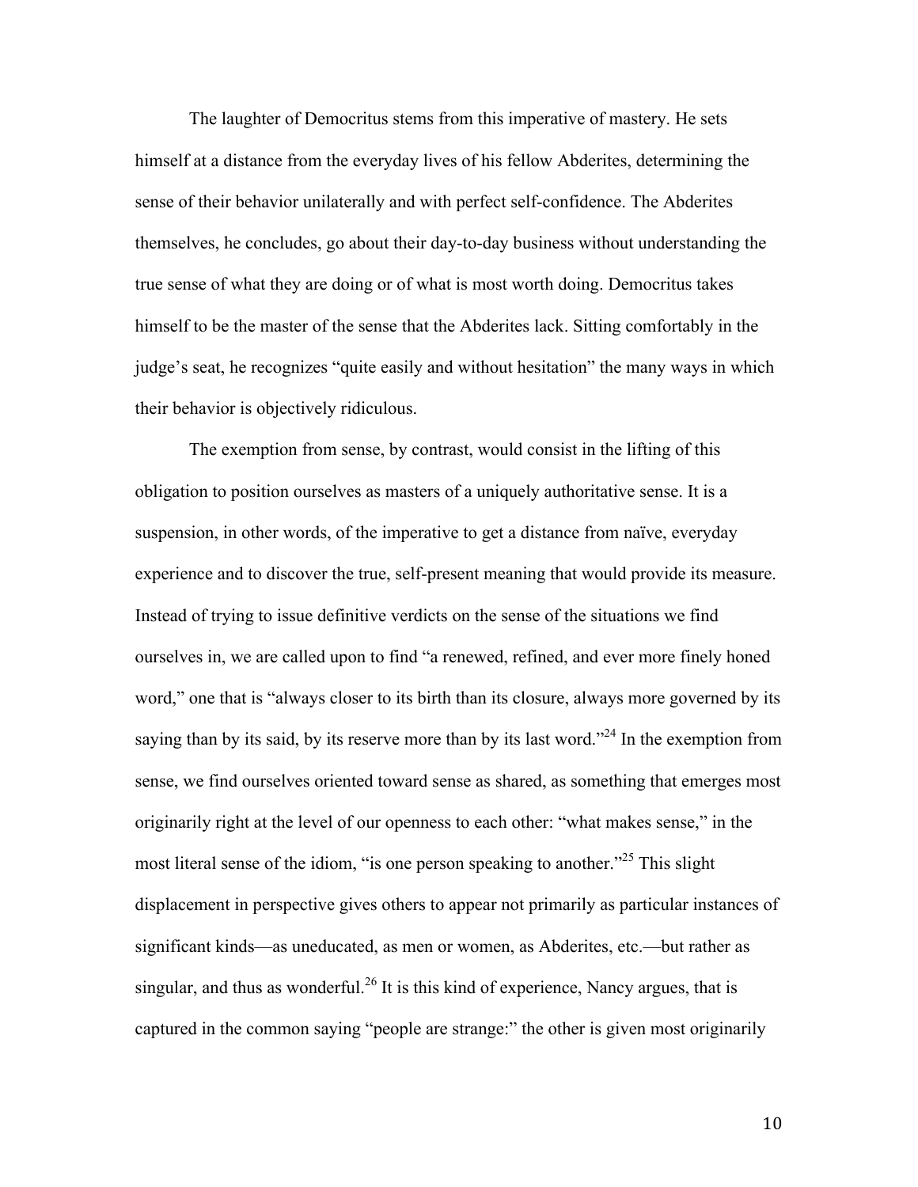The laughter of Democritus stems from this imperative of mastery. He sets himself at a distance from the everyday lives of his fellow Abderites, determining the sense of their behavior unilaterally and with perfect self-confidence. The Abderites themselves, he concludes, go about their day-to-day business without understanding the true sense of what they are doing or of what is most worth doing. Democritus takes himself to be the master of the sense that the Abderites lack. Sitting comfortably in the judge's seat, he recognizes "quite easily and without hesitation" the many ways in which their behavior is objectively ridiculous.

The exemption from sense, by contrast, would consist in the lifting of this obligation to position ourselves as masters of a uniquely authoritative sense. It is a suspension, in other words, of the imperative to get a distance from naïve, everyday experience and to discover the true, self-present meaning that would provide its measure. Instead of trying to issue definitive verdicts on the sense of the situations we find ourselves in, we are called upon to find "a renewed, refined, and ever more finely honed word," one that is "always closer to its birth than its closure, always more governed by its saying than by its said, by its reserve more than by its last word."[24] In the exemption from sense, we find ourselves oriented toward sense as shared, as something that emerges most originarily right at the level of our openness to each other: "what makes sense," in the most literal sense of the idiom, "is one person speaking to another."[25] This slight displacement in perspective gives others to appear not primarily as particular instances of significant kinds—as uneducated, as men or women, as Abderites, etc.—but rather as singular, and thus as wonderful.[26] It is this kind of experience, Nancy argues, that is captured in the common saying "people are strange:" the other is given most originarily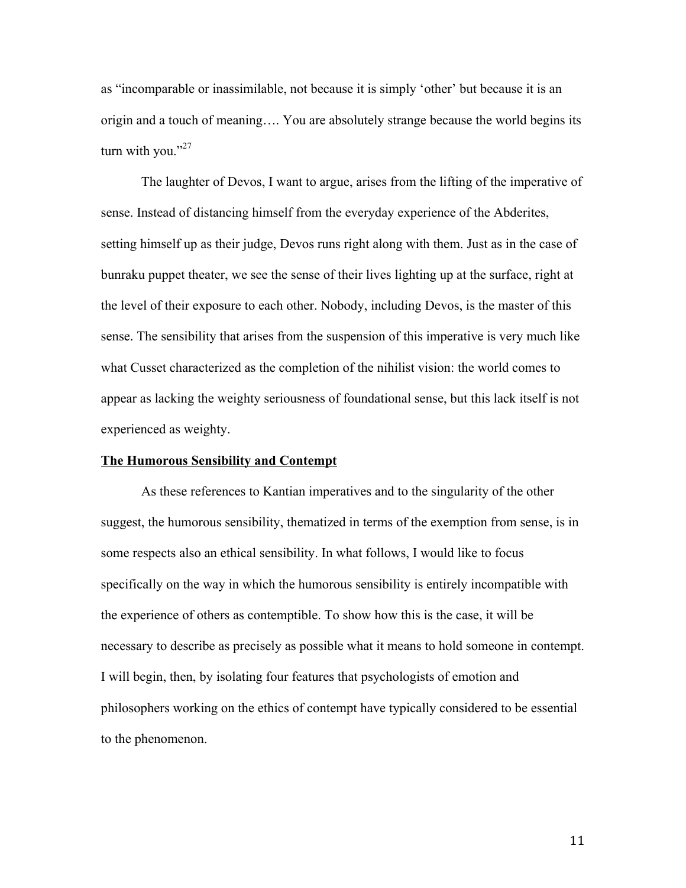as "incomparable or inassimilable, not because it is simply 'other' but because it is an origin and a touch of meaning…. You are absolutely strange because the world begins its turn with you."[27]

The laughter of Devos, I want to argue, arises from the lifting of the imperative of sense. Instead of distancing himself from the everyday experience of the Abderites, setting himself up as their judge, Devos runs right along with them. Just as in the case of bunraku puppet theater, we see the sense of their lives lighting up at the surface, right at the level of their exposure to each other. Nobody, including Devos, is the master of this sense. The sensibility that arises from the suspension of this imperative is very much like what Cusset characterized as the completion of the nihilist vision: the world comes to appear as lacking the weighty seriousness of foundational sense, but this lack itself is not experienced as weighty.

## The Humorous Sensibility and Contempt

As these references to Kantian imperatives and to the singularity of the other suggest, the humorous sensibility, thematized in terms of the exemption from sense, is in some respects also an ethical sensibility. In what follows, I would like to focus specifically on the way in which the humorous sensibility is entirely incompatible with the experience of others as contemptible. To show how this is the case, it will be necessary to describe as precisely as possible what it means to hold someone in contempt. I will begin, then, by isolating four features that psychologists of emotion and philosophers working on the ethics of contempt have typically considered to be essential to the phenomenon.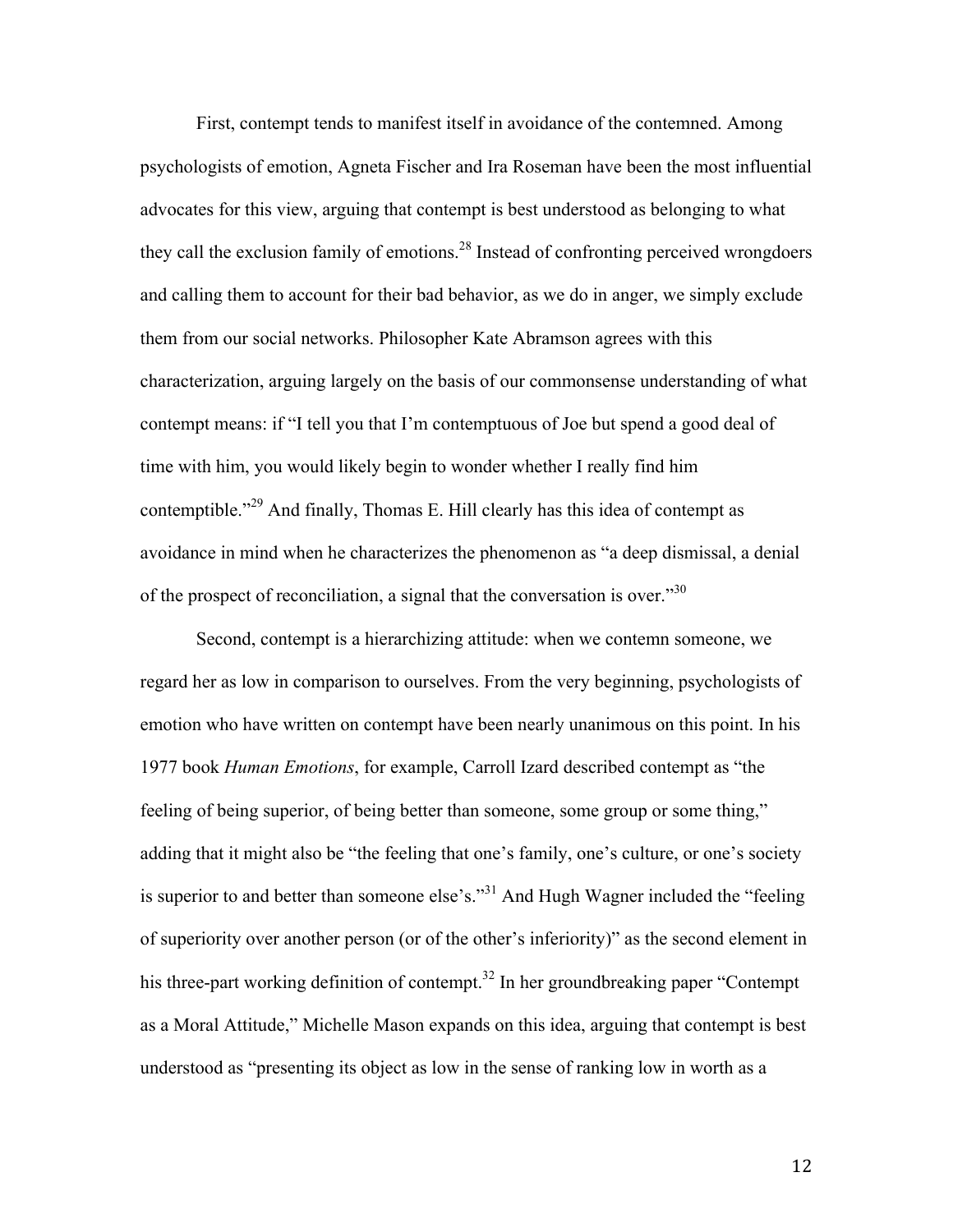First, contempt tends to manifest itself in avoidance of the contemned. Among psychologists of emotion, Agneta Fischer and Ira Roseman have been the most influential advocates for this view, arguing that contempt is best understood as belonging to what they call the exclusion family of emotions.[28] Instead of confronting perceived wrongdoers and calling them to account for their bad behavior, as we do in anger, we simply exclude them from our social networks. Philosopher Kate Abramson agrees with this characterization, arguing largely on the basis of our commonsense understanding of what contempt means: if "I tell you that I'm contemptuous of Joe but spend a good deal of time with him, you would likely begin to wonder whether I really find him contemptible."[29] And finally, Thomas E. Hill clearly has this idea of contempt as avoidance in mind when he characterizes the phenomenon as "a deep dismissal, a denial of the prospect of reconciliation, a signal that the conversation is over."[30]

Second, contempt is a hierarchizing attitude: when we contemn someone, we regard her as low in comparison to ourselves. From the very beginning, psychologists of emotion who have written on contempt have been nearly unanimous on this point. In his 1977 book *Human Emotions*, for example, Carroll Izard described contempt as "the feeling of being superior, of being better than someone, some group or some thing," adding that it might also be "the feeling that one's family, one's culture, or one's society is superior to and better than someone else's."[31] And Hugh Wagner included the "feeling of superiority over another person (or of the other's inferiority)" as the second element in his three-part working definition of contempt.[32] In her groundbreaking paper "Contempt as a Moral Attitude," Michelle Mason expands on this idea, arguing that contempt is best understood as "presenting its object as low in the sense of ranking low in worth as a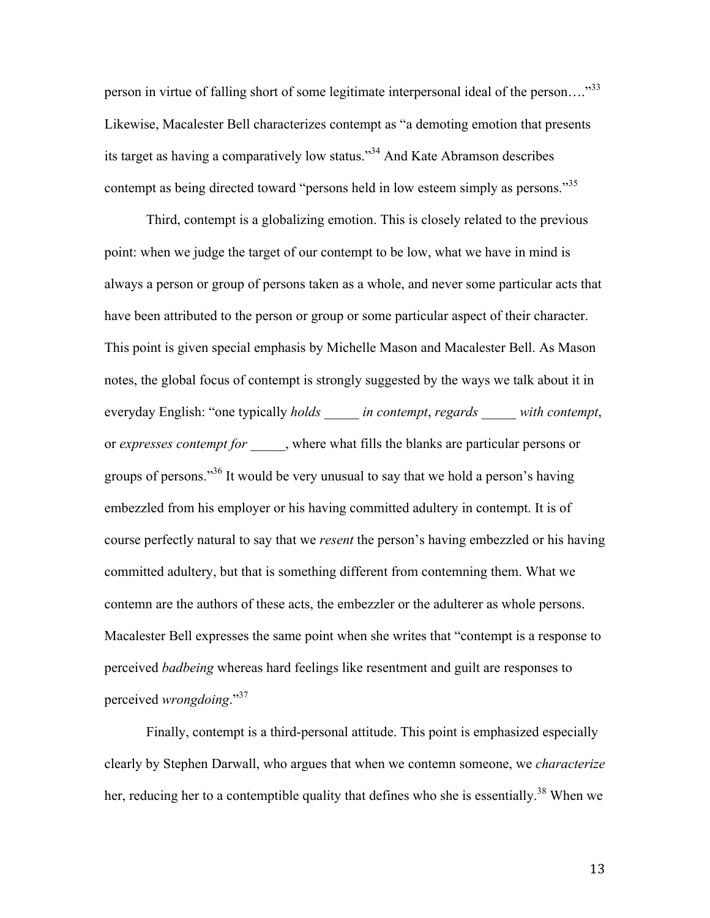person in virtue of falling short of some legitimate interpersonal ideal of the person…."[33] Likewise, Macalester Bell characterizes contempt as "a demoting emotion that presents its target as having a comparatively low status."[34] And Kate Abramson describes contempt as being directed toward "persons held in low esteem simply as persons."[35]

Third, contempt is a globalizing emotion. This is closely related to the previous point: when we judge the target of our contempt to be low, what we have in mind is always a person or group of persons taken as a whole, and never some particular acts that have been attributed to the person or group or some particular aspect of their character. This point is given special emphasis by Michelle Mason and Macalester Bell. As Mason notes, the global focus of contempt is strongly suggested by the ways we talk about it in everyday English: "one typically *holds _____ in contempt*, *regards _____ with contempt*, or *expresses contempt for* _____, where what fills the blanks are particular persons or groups of persons."[36] It would be very unusual to say that we hold a person's having embezzled from his employer or his having committed adultery in contempt. It is of course perfectly natural to say that we *resent* the person's having embezzled or his having committed adultery, but that is something different from contemning them. What we contemn are the authors of these acts, the embezzler or the adulterer as whole persons. Macalester Bell expresses the same point when she writes that "contempt is a response to perceived *badbeing* whereas hard feelings like resentment and guilt are responses to perceived *wrongdoing*."[37]

Finally, contempt is a third-personal attitude. This point is emphasized especially clearly by Stephen Darwall, who argues that when we contemn someone, we *characterize* her, reducing her to a contemptible quality that defines who she is essentially.[38] When we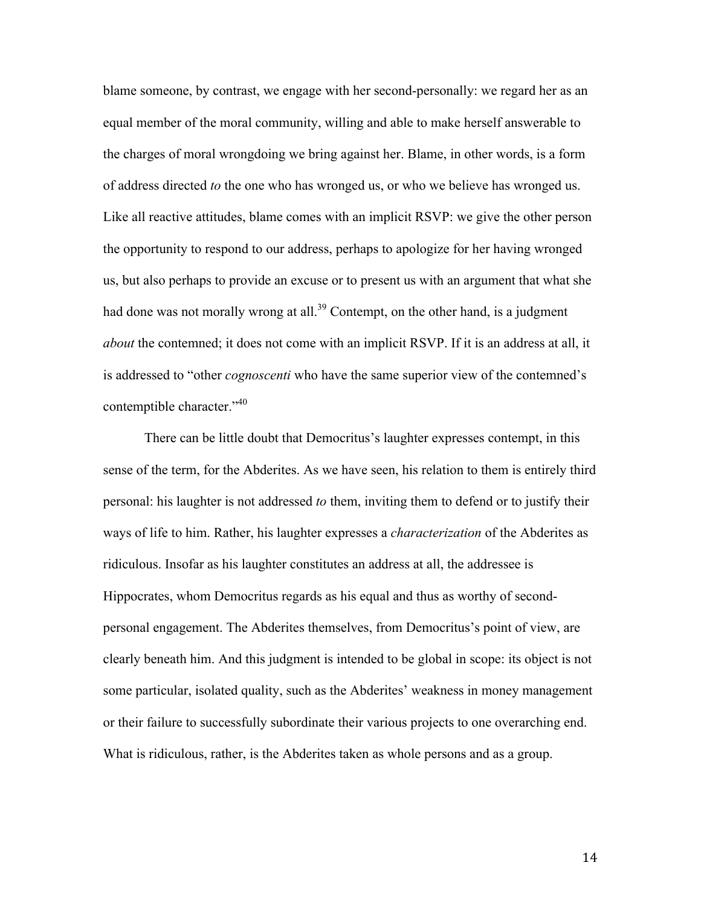blame someone, by contrast, we engage with her second-personally: we regard her as an equal member of the moral community, willing and able to make herself answerable to the charges of moral wrongdoing we bring against her. Blame, in other words, is a form of address directed *to* the one who has wronged us, or who we believe has wronged us. Like all reactive attitudes, blame comes with an implicit RSVP: we give the other person the opportunity to respond to our address, perhaps to apologize for her having wronged us, but also perhaps to provide an excuse or to present us with an argument that what she had done was not morally wrong at all.[39] Contempt, on the other hand, is a judgment *about* the contemned; it does not come with an implicit RSVP. If it is an address at all, it is addressed to "other *cognoscenti* who have the same superior view of the contemned's contemptible character."[40]

There can be little doubt that Democritus's laughter expresses contempt, in this sense of the term, for the Abderites. As we have seen, his relation to them is entirely third personal: his laughter is not addressed *to* them, inviting them to defend or to justify their ways of life to him. Rather, his laughter expresses a *characterization* of the Abderites as ridiculous. Insofar as his laughter constitutes an address at all, the addressee is Hippocrates, whom Democritus regards as his equal and thus as worthy of second-personal engagement. The Abderites themselves, from Democritus's point of view, are clearly beneath him. And this judgment is intended to be global in scope: its object is not some particular, isolated quality, such as the Abderites' weakness in money management or their failure to successfully subordinate their various projects to one overarching end. What is ridiculous, rather, is the Abderites taken as whole persons and as a group.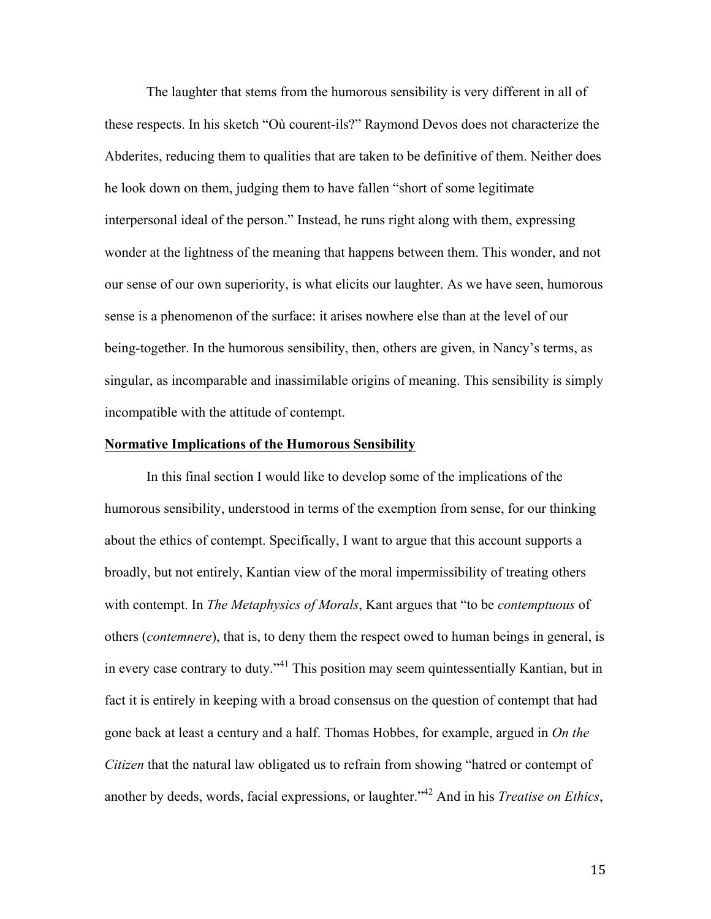The laughter that stems from the humorous sensibility is very different in all of these respects. In his sketch "Où courent-ils?" Raymond Devos does not characterize the Abderites, reducing them to qualities that are taken to be definitive of them. Neither does he look down on them, judging them to have fallen "short of some legitimate interpersonal ideal of the person." Instead, he runs right along with them, expressing wonder at the lightness of the meaning that happens between them. This wonder, and not our sense of our own superiority, is what elicits our laughter. As we have seen, humorous sense is a phenomenon of the surface: it arises nowhere else than at the level of our being-together. In the humorous sensibility, then, others are given, in Nancy's terms, as singular, as incomparable and inassimilable origins of meaning. This sensibility is simply incompatible with the attitude of contempt.

## Normative Implications of the Humorous Sensibility

In this final section I would like to develop some of the implications of the humorous sensibility, understood in terms of the exemption from sense, for our thinking about the ethics of contempt. Specifically, I want to argue that this account supports a broadly, but not entirely, Kantian view of the moral impermissibility of treating others with contempt. In *The Metaphysics of Morals*, Kant argues that "to be *contemptuous* of others (*contemnere*), that is, to deny them the respect owed to human beings in general, is in every case contrary to duty."[41] This position may seem quintessentially Kantian, but in fact it is entirely in keeping with a broad consensus on the question of contempt that had gone back at least a century and a half. Thomas Hobbes, for example, argued in *On the Citizen* that the natural law obligated us to refrain from showing "hatred or contempt of another by deeds, words, facial expressions, or laughter."[42] And in his *Treatise on Ethics*,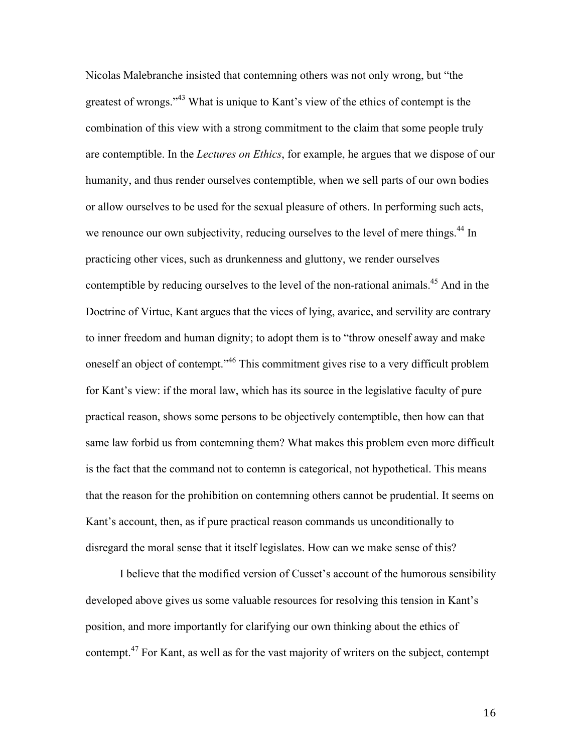Nicolas Malebranche insisted that contemning others was not only wrong, but "the greatest of wrongs."[43] What is unique to Kant's view of the ethics of contempt is the combination of this view with a strong commitment to the claim that some people truly are contemptible. In the *Lectures on Ethics*, for example, he argues that we dispose of our humanity, and thus render ourselves contemptible, when we sell parts of our own bodies or allow ourselves to be used for the sexual pleasure of others. In performing such acts, we renounce our own subjectivity, reducing ourselves to the level of mere things.[44] In practicing other vices, such as drunkenness and gluttony, we render ourselves contemptible by reducing ourselves to the level of the non-rational animals.[45] And in the Doctrine of Virtue, Kant argues that the vices of lying, avarice, and servility are contrary to inner freedom and human dignity; to adopt them is to "throw oneself away and make oneself an object of contempt."[46] This commitment gives rise to a very difficult problem for Kant's view: if the moral law, which has its source in the legislative faculty of pure practical reason, shows some persons to be objectively contemptible, then how can that same law forbid us from contemning them? What makes this problem even more difficult is the fact that the command not to contemn is categorical, not hypothetical. This means that the reason for the prohibition on contemning others cannot be prudential. It seems on Kant's account, then, as if pure practical reason commands us unconditionally to disregard the moral sense that it itself legislates. How can we make sense of this?

I believe that the modified version of Cusset's account of the humorous sensibility developed above gives us some valuable resources for resolving this tension in Kant's position, and more importantly for clarifying our own thinking about the ethics of contempt.[47] For Kant, as well as for the vast majority of writers on the subject, contempt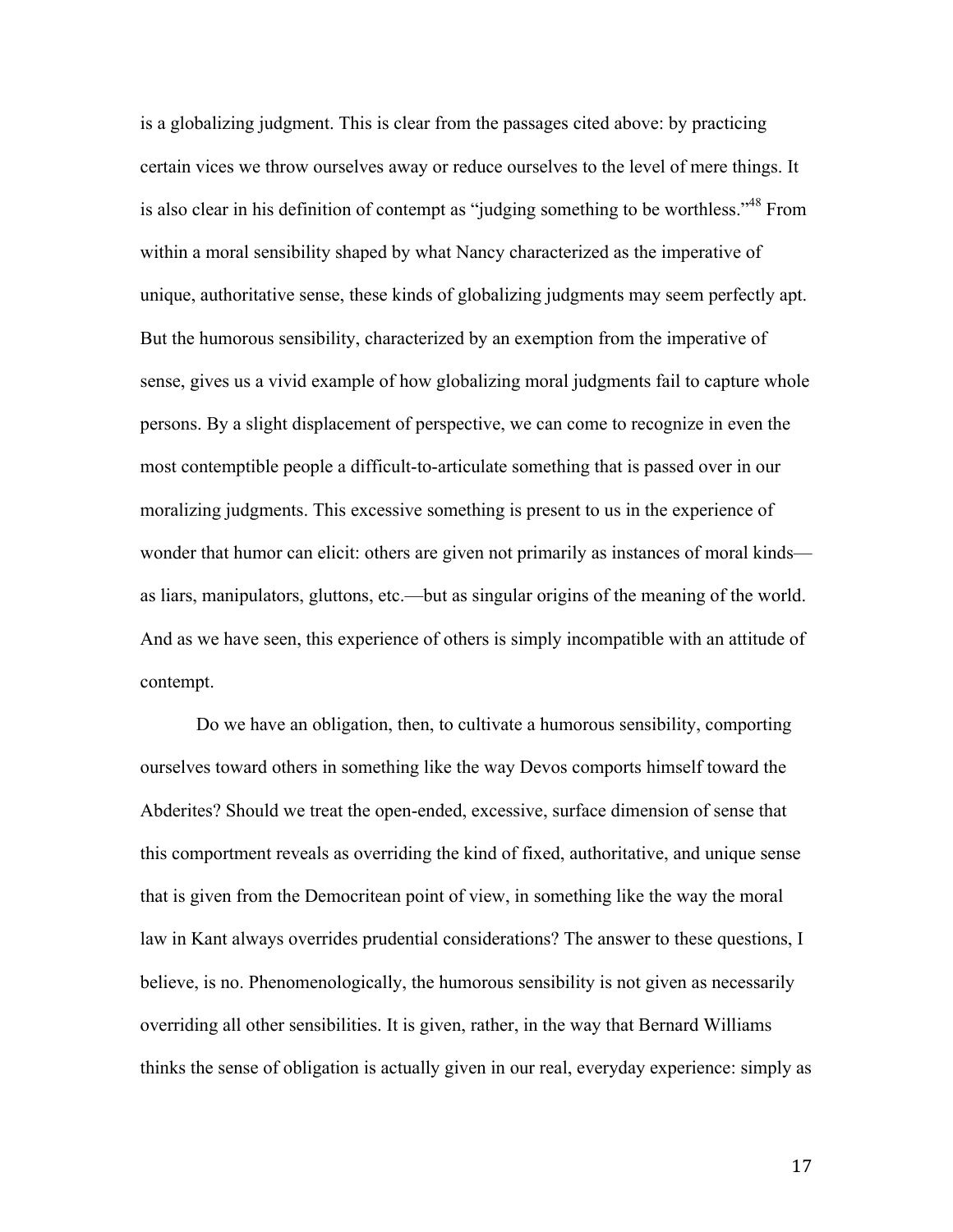is a globalizing judgment. This is clear from the passages cited above: by practicing certain vices we throw ourselves away or reduce ourselves to the level of mere things. It is also clear in his definition of contempt as "judging something to be worthless."[48] From within a moral sensibility shaped by what Nancy characterized as the imperative of unique, authoritative sense, these kinds of globalizing judgments may seem perfectly apt. But the humorous sensibility, characterized by an exemption from the imperative of sense, gives us a vivid example of how globalizing moral judgments fail to capture whole persons. By a slight displacement of perspective, we can come to recognize in even the most contemptible people a difficult-to-articulate something that is passed over in our moralizing judgments. This excessive something is present to us in the experience of wonder that humor can elicit: others are given not primarily as instances of moral kinds—as liars, manipulators, gluttons, etc.—but as singular origins of the meaning of the world. And as we have seen, this experience of others is simply incompatible with an attitude of contempt.

Do we have an obligation, then, to cultivate a humorous sensibility, comporting ourselves toward others in something like the way Devos comports himself toward the Abderites? Should we treat the open-ended, excessive, surface dimension of sense that this comportment reveals as overriding the kind of fixed, authoritative, and unique sense that is given from the Democritean point of view, in something like the way the moral law in Kant always overrides prudential considerations? The answer to these questions, I believe, is no. Phenomenologically, the humorous sensibility is not given as necessarily overriding all other sensibilities. It is given, rather, in the way that Bernard Williams thinks the sense of obligation is actually given in our real, everyday experience: simply as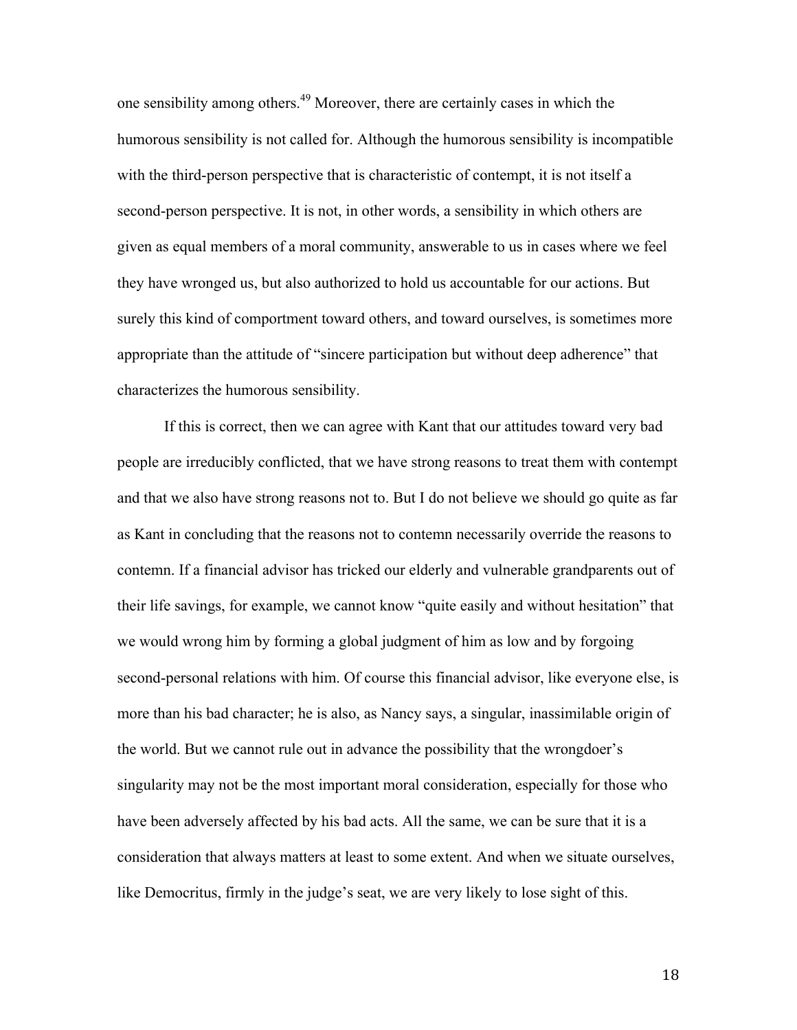one sensibility among others.[49] Moreover, there are certainly cases in which the humorous sensibility is not called for. Although the humorous sensibility is incompatible with the third-person perspective that is characteristic of contempt, it is not itself a second-person perspective. It is not, in other words, a sensibility in which others are given as equal members of a moral community, answerable to us in cases where we feel they have wronged us, but also authorized to hold us accountable for our actions. But surely this kind of comportment toward others, and toward ourselves, is sometimes more appropriate than the attitude of "sincere participation but without deep adherence" that characterizes the humorous sensibility.

If this is correct, then we can agree with Kant that our attitudes toward very bad people are irreducibly conflicted, that we have strong reasons to treat them with contempt and that we also have strong reasons not to. But I do not believe we should go quite as far as Kant in concluding that the reasons not to contemn necessarily override the reasons to contemn. If a financial advisor has tricked our elderly and vulnerable grandparents out of their life savings, for example, we cannot know "quite easily and without hesitation" that we would wrong him by forming a global judgment of him as low and by forgoing second-personal relations with him. Of course this financial advisor, like everyone else, is more than his bad character; he is also, as Nancy says, a singular, inassimilable origin of the world. But we cannot rule out in advance the possibility that the wrongdoer's singularity may not be the most important moral consideration, especially for those who have been adversely affected by his bad acts. All the same, we can be sure that it is a consideration that always matters at least to some extent. And when we situate ourselves, like Democritus, firmly in the judge's seat, we are very likely to lose sight of this.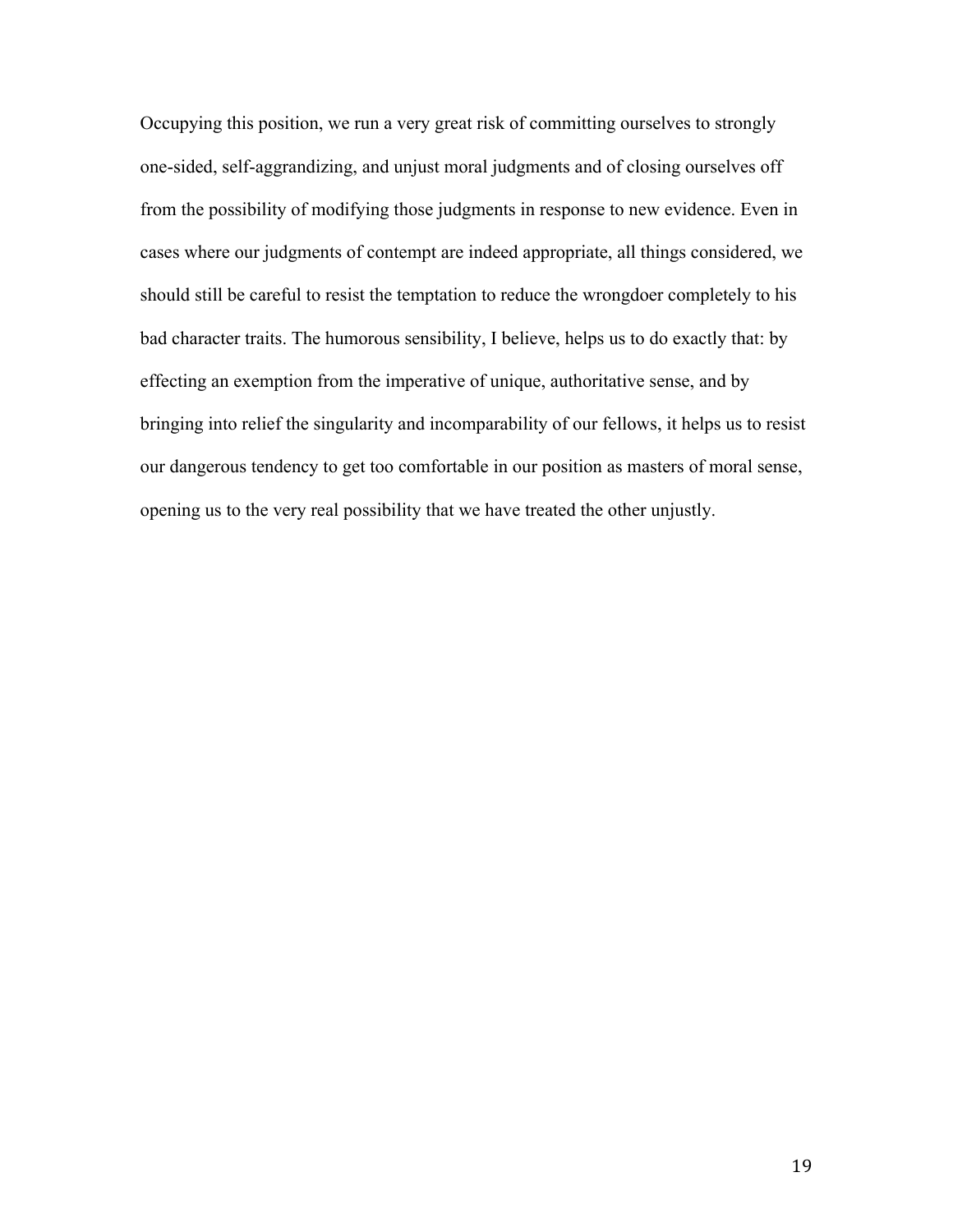Occupying this position, we run a very great risk of committing ourselves to strongly one-sided, self-aggrandizing, and unjust moral judgments and of closing ourselves off from the possibility of modifying those judgments in response to new evidence. Even in cases where our judgments of contempt are indeed appropriate, all things considered, we should still be careful to resist the temptation to reduce the wrongdoer completely to his bad character traits. The humorous sensibility, I believe, helps us to do exactly that: by effecting an exemption from the imperative of unique, authoritative sense, and by bringing into relief the singularity and incomparability of our fellows, it helps us to resist our dangerous tendency to get too comfortable in our position as masters of moral sense, opening us to the very real possibility that we have treated the other unjustly.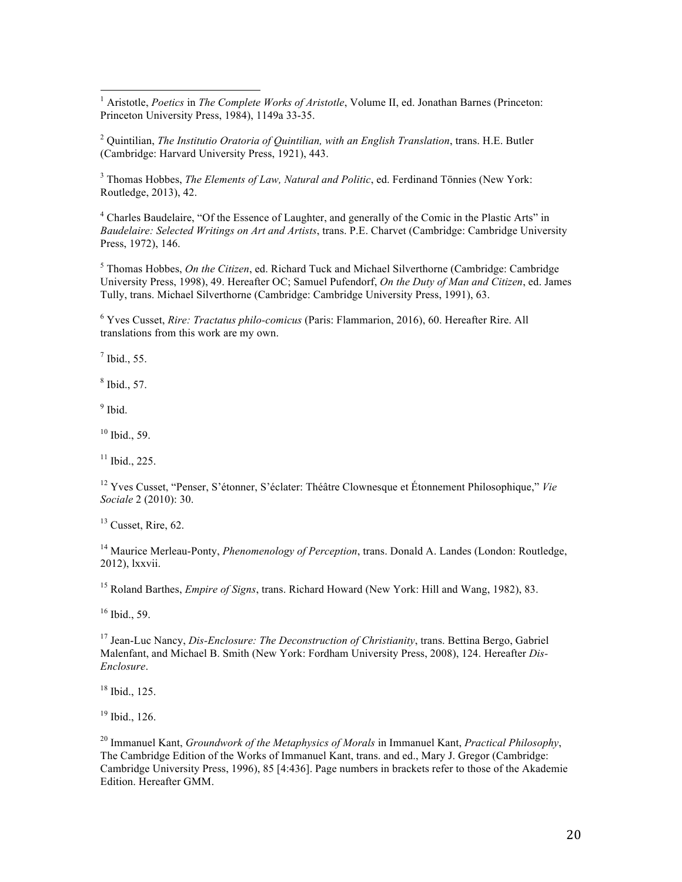[1] Aristotle, *Poetics* in *The Complete Works of Aristotle*, Volume II, ed. Jonathan Barnes (Princeton: Princeton University Press, 1984), 1149a 33-35.

[2] Quintilian, *The Institutio Oratoria of Quintilian, with an English Translation*, trans. H.E. Butler (Cambridge: Harvard University Press, 1921), 443.

[3] Thomas Hobbes, *The Elements of Law, Natural and Politic*, ed. Ferdinand Tönnies (New York: Routledge, 2013), 42.

[4] Charles Baudelaire, "Of the Essence of Laughter, and generally of the Comic in the Plastic Arts" in *Baudelaire: Selected Writings on Art and Artists*, trans. P.E. Charvet (Cambridge: Cambridge University Press, 1972), 146.

[5] Thomas Hobbes, *On the Citizen*, ed. Richard Tuck and Michael Silverthorne (Cambridge: Cambridge University Press, 1998), 49. Hereafter OC; Samuel Pufendorf, *On the Duty of Man and Citizen*, ed. James Tully, trans. Michael Silverthorne (Cambridge: Cambridge University Press, 1991), 63.

[6] Yves Cusset, *Rire: Tractatus philo-comicus* (Paris: Flammarion, 2016), 60. Hereafter Rire. All translations from this work are my own.

[7] Ibid., 55.

[8] Ibid., 57.

[9] Ibid.

[10] Ibid., 59.

[11] Ibid., 225.

[12] Yves Cusset, "Penser, S'étonner, S'éclater: Théâtre Clownesque et Étonnement Philosophique," *Vie Sociale* 2 (2010): 30.

[13] Cusset, Rire, 62.

[14] Maurice Merleau-Ponty, *Phenomenology of Perception*, trans. Donald A. Landes (London: Routledge, 2012), lxxvii.

[15] Roland Barthes, *Empire of Signs*, trans. Richard Howard (New York: Hill and Wang, 1982), 83.

[16] Ibid., 59.

[17] Jean-Luc Nancy, *Dis-Enclosure: The Deconstruction of Christianity*, trans. Bettina Bergo, Gabriel Malenfant, and Michael B. Smith (New York: Fordham University Press, 2008), 124. Hereafter *Dis-Enclosure*.

[18] Ibid., 125.

[19] Ibid., 126.

[20] Immanuel Kant, *Groundwork of the Metaphysics of Morals* in Immanuel Kant, *Practical Philosophy*, The Cambridge Edition of the Works of Immanuel Kant, trans. and ed., Mary J. Gregor (Cambridge: Cambridge University Press, 1996), 85 [4:436]. Page numbers in brackets refer to those of the Akademie Edition. Hereafter GMM.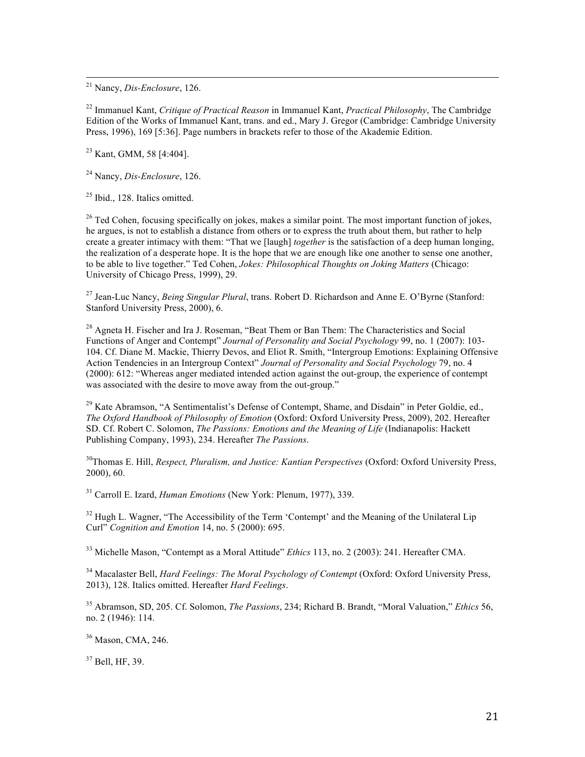[21] Nancy, *Dis-Enclosure*, 126.

[22] Immanuel Kant, *Critique of Practical Reason* in Immanuel Kant, *Practical Philosophy*, The Cambridge Edition of the Works of Immanuel Kant, trans. and ed., Mary J. Gregor (Cambridge: Cambridge University Press, 1996), 169 [5:36]. Page numbers in brackets refer to those of the Akademie Edition.

[23] Kant, GMM, 58 [4:404].

[24] Nancy, *Dis-Enclosure*, 126.

[25] Ibid., 128. Italics omitted.

[26] Ted Cohen, focusing specifically on jokes, makes a similar point. The most important function of jokes, he argues, is not to establish a distance from others or to express the truth about them, but rather to help create a greater intimacy with them: "That we [laugh] *together* is the satisfaction of a deep human longing, the realization of a desperate hope. It is the hope that we are enough like one another to sense one another, to be able to live together." Ted Cohen, *Jokes: Philosophical Thoughts on Joking Matters* (Chicago: University of Chicago Press, 1999), 29.

[27] Jean-Luc Nancy, *Being Singular Plural*, trans. Robert D. Richardson and Anne E. O'Byrne (Stanford: Stanford University Press, 2000), 6.

[28] Agneta H. Fischer and Ira J. Roseman, "Beat Them or Ban Them: The Characteristics and Social Functions of Anger and Contempt" *Journal of Personality and Social Psychology* 99, no. 1 (2007): 103-104. Cf. Diane M. Mackie, Thierry Devos, and Eliot R. Smith, "Intergroup Emotions: Explaining Offensive Action Tendencies in an Intergroup Context" *Journal of Personality and Social Psychology* 79, no. 4 (2000): 612: "Whereas anger mediated intended action against the out-group, the experience of contempt was associated with the desire to move away from the out-group."

[29] Kate Abramson, "A Sentimentalist's Defense of Contempt, Shame, and Disdain" in Peter Goldie, ed., *The Oxford Handbook of Philosophy of Emotion* (Oxford: Oxford University Press, 2009), 202. Hereafter SD. Cf. Robert C. Solomon, *The Passions: Emotions and the Meaning of Life* (Indianapolis: Hackett Publishing Company, 1993), 234. Hereafter *The Passions*.

[30] Thomas E. Hill, *Respect, Pluralism, and Justice: Kantian Perspectives* (Oxford: Oxford University Press, 2000), 60.

[31] Carroll E. Izard, *Human Emotions* (New York: Plenum, 1977), 339.

[32] Hugh L. Wagner, "The Accessibility of the Term 'Contempt' and the Meaning of the Unilateral Lip Curl" *Cognition and Emotion* 14, no. 5 (2000): 695.

[33] Michelle Mason, "Contempt as a Moral Attitude" *Ethics* 113, no. 2 (2003): 241. Hereafter CMA.

[34] Macalaster Bell, *Hard Feelings: The Moral Psychology of Contempt* (Oxford: Oxford University Press, 2013), 128. Italics omitted. Hereafter *Hard Feelings*.

[35] Abramson, SD, 205. Cf. Solomon, *The Passions*, 234; Richard B. Brandt, "Moral Valuation," *Ethics* 56, no. 2 (1946): 114.

[36] Mason, CMA, 246.

[37] Bell, HF, 39.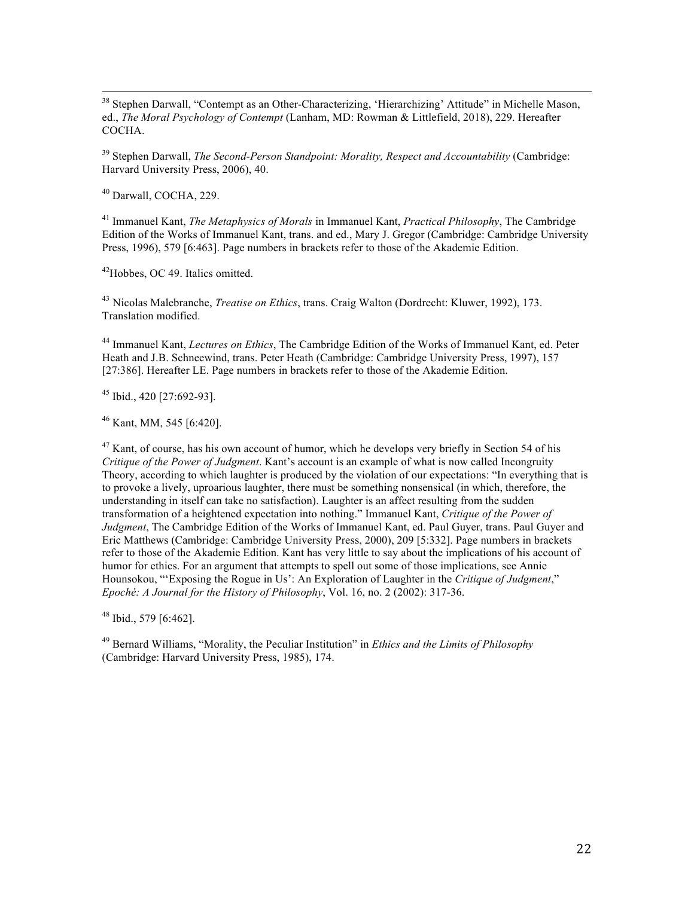[38] Stephen Darwall, "Contempt as an Other-Characterizing, 'Hierarchizing' Attitude" in Michelle Mason, ed., *The Moral Psychology of Contempt* (Lanham, MD: Rowman & Littlefield, 2018), 229. Hereafter COCHA.

[39] Stephen Darwall, *The Second-Person Standpoint: Morality, Respect and Accountability* (Cambridge: Harvard University Press, 2006), 40.

[40] Darwall, COCHA, 229.

[41] Immanuel Kant, *The Metaphysics of Morals* in Immanuel Kant, *Practical Philosophy*, The Cambridge Edition of the Works of Immanuel Kant, trans. and ed., Mary J. Gregor (Cambridge: Cambridge University Press, 1996), 579 [6:463]. Page numbers in brackets refer to those of the Akademie Edition.

[42] Hobbes, OC 49. Italics omitted.

[43] Nicolas Malebranche, *Treatise on Ethics*, trans. Craig Walton (Dordrecht: Kluwer, 1992), 173. Translation modified.

[44] Immanuel Kant, *Lectures on Ethics*, The Cambridge Edition of the Works of Immanuel Kant, ed. Peter Heath and J.B. Schneewind, trans. Peter Heath (Cambridge: Cambridge University Press, 1997), 157 [27:386]. Hereafter LE. Page numbers in brackets refer to those of the Akademie Edition.

[45] Ibid., 420 [27:692-93].

[46] Kant, MM, 545 [6:420].

[47] Kant, of course, has his own account of humor, which he develops very briefly in Section 54 of his *Critique of the Power of Judgment*. Kant's account is an example of what is now called Incongruity Theory, according to which laughter is produced by the violation of our expectations: "In everything that is to provoke a lively, uproarious laughter, there must be something nonsensical (in which, therefore, the understanding in itself can take no satisfaction). Laughter is an affect resulting from the sudden transformation of a heightened expectation into nothing." Immanuel Kant, *Critique of the Power of Judgment*, The Cambridge Edition of the Works of Immanuel Kant, ed. Paul Guyer, trans. Paul Guyer and Eric Matthews (Cambridge: Cambridge University Press, 2000), 209 [5:332]. Page numbers in brackets refer to those of the Akademie Edition. Kant has very little to say about the implications of his account of humor for ethics. For an argument that attempts to spell out some of those implications, see Annie Hounsokou, "'Exposing the Rogue in Us': An Exploration of Laughter in the *Critique of Judgment*," *Epoché: A Journal for the History of Philosophy*, Vol. 16, no. 2 (2002): 317-36.

[48] Ibid., 579 [6:462].

[49] Bernard Williams, "Morality, the Peculiar Institution" in *Ethics and the Limits of Philosophy* (Cambridge: Harvard University Press, 1985), 174.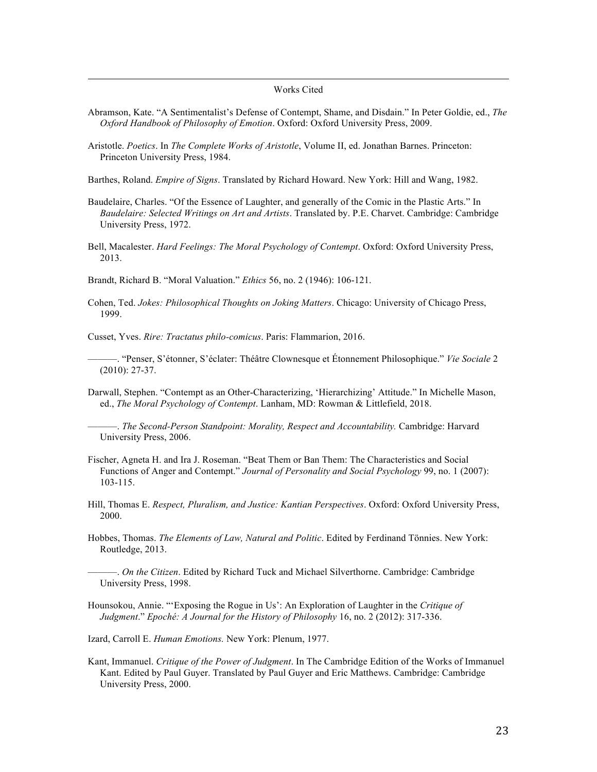## Works Cited

Abramson, Kate. "A Sentimentalist's Defense of Contempt, Shame, and Disdain." In Peter Goldie, ed., *The Oxford Handbook of Philosophy of Emotion*. Oxford: Oxford University Press, 2009.

Aristotle. *Poetics*. In *The Complete Works of Aristotle*, Volume II, ed. Jonathan Barnes. Princeton: Princeton University Press, 1984.

Barthes, Roland. *Empire of Signs*. Translated by Richard Howard. New York: Hill and Wang, 1982.

Baudelaire, Charles. "Of the Essence of Laughter, and generally of the Comic in the Plastic Arts." In *Baudelaire: Selected Writings on Art and Artists*. Translated by. P.E. Charvet. Cambridge: Cambridge University Press, 1972.

Bell, Macalester. *Hard Feelings: The Moral Psychology of Contempt*. Oxford: Oxford University Press, 2013.

Brandt, Richard B. "Moral Valuation." *Ethics* 56, no. 2 (1946): 106-121.

Cohen, Ted. *Jokes: Philosophical Thoughts on Joking Matters*. Chicago: University of Chicago Press, 1999.

Cusset, Yves. *Rire: Tractatus philo-comicus*. Paris: Flammarion, 2016.

———. "Penser, S'étonner, S'éclater: Théâtre Clownesque et Étonnement Philosophique." *Vie Sociale* 2 (2010): 27-37.

Darwall, Stephen. "Contempt as an Other-Characterizing, 'Hierarchizing' Attitude." In Michelle Mason, ed., *The Moral Psychology of Contempt*. Lanham, MD: Rowman & Littlefield, 2018.

———. *The Second-Person Standpoint: Morality, Respect and Accountability.* Cambridge: Harvard University Press, 2006.

Fischer, Agneta H. and Ira J. Roseman. "Beat Them or Ban Them: The Characteristics and Social Functions of Anger and Contempt." *Journal of Personality and Social Psychology* 99, no. 1 (2007): 103-115.

Hill, Thomas E. *Respect, Pluralism, and Justice: Kantian Perspectives*. Oxford: Oxford University Press, 2000.

Hobbes, Thomas. *The Elements of Law, Natural and Politic*. Edited by Ferdinand Tönnies. New York: Routledge, 2013.

———. *On the Citizen*. Edited by Richard Tuck and Michael Silverthorne. Cambridge: Cambridge University Press, 1998.

Hounsokou, Annie. "'Exposing the Rogue in Us': An Exploration of Laughter in the *Critique of Judgment*." *Epoché: A Journal for the History of Philosophy* 16, no. 2 (2012): 317-336.

Izard, Carroll E. *Human Emotions.* New York: Plenum, 1977.

Kant, Immanuel. *Critique of the Power of Judgment*. In The Cambridge Edition of the Works of Immanuel Kant. Edited by Paul Guyer. Translated by Paul Guyer and Eric Matthews. Cambridge: Cambridge University Press, 2000.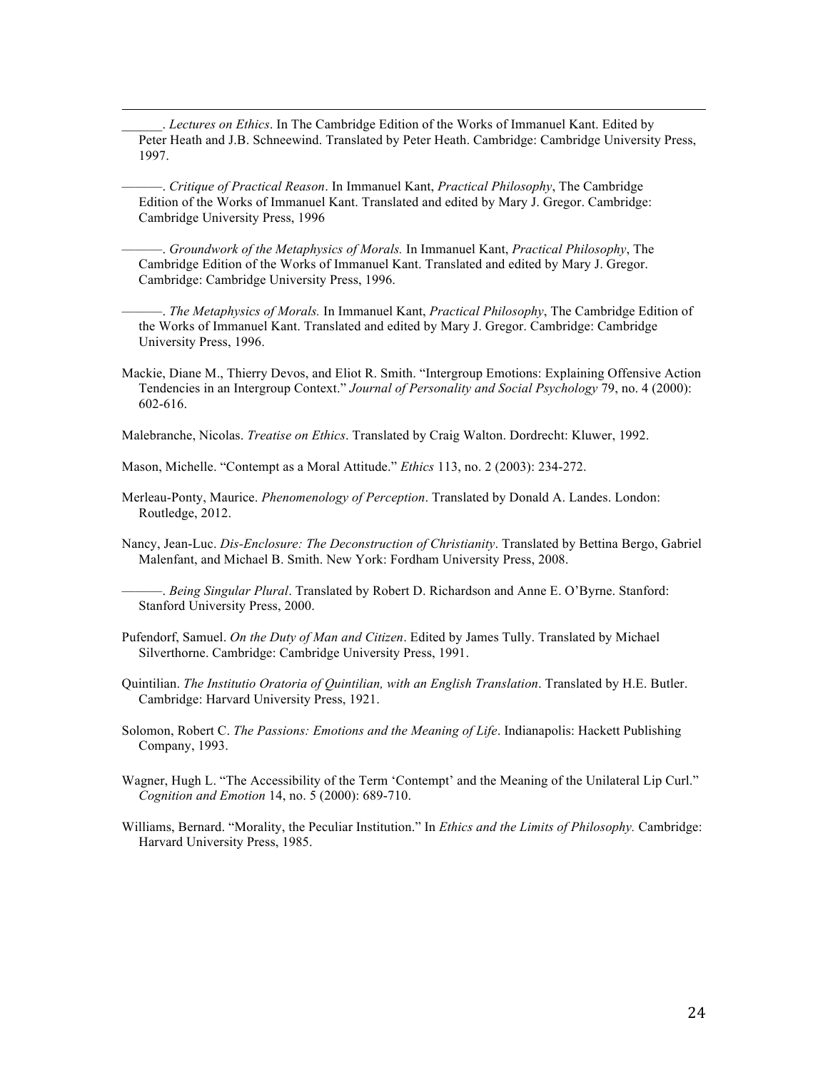______. *Lectures on Ethics*. In The Cambridge Edition of the Works of Immanuel Kant. Edited by Peter Heath and J.B. Schneewind. Translated by Peter Heath. Cambridge: Cambridge University Press, 1997.

———. *Critique of Practical Reason*. In Immanuel Kant, *Practical Philosophy*, The Cambridge Edition of the Works of Immanuel Kant. Translated and edited by Mary J. Gregor. Cambridge: Cambridge University Press, 1996

———. *Groundwork of the Metaphysics of Morals.* In Immanuel Kant, *Practical Philosophy*, The Cambridge Edition of the Works of Immanuel Kant. Translated and edited by Mary J. Gregor. Cambridge: Cambridge University Press, 1996.

———. *The Metaphysics of Morals.* In Immanuel Kant, *Practical Philosophy*, The Cambridge Edition of the Works of Immanuel Kant. Translated and edited by Mary J. Gregor. Cambridge: Cambridge University Press, 1996.

Mackie, Diane M., Thierry Devos, and Eliot R. Smith. "Intergroup Emotions: Explaining Offensive Action Tendencies in an Intergroup Context." *Journal of Personality and Social Psychology* 79, no. 4 (2000): 602-616.

Malebranche, Nicolas. *Treatise on Ethics*. Translated by Craig Walton. Dordrecht: Kluwer, 1992.

Mason, Michelle. "Contempt as a Moral Attitude." *Ethics* 113, no. 2 (2003): 234-272.

Merleau-Ponty, Maurice. *Phenomenology of Perception*. Translated by Donald A. Landes. London: Routledge, 2012.

Nancy, Jean-Luc. *Dis-Enclosure: The Deconstruction of Christianity*. Translated by Bettina Bergo, Gabriel Malenfant, and Michael B. Smith. New York: Fordham University Press, 2008.

———. *Being Singular Plural*. Translated by Robert D. Richardson and Anne E. O'Byrne. Stanford: Stanford University Press, 2000.

Pufendorf, Samuel. *On the Duty of Man and Citizen*. Edited by James Tully. Translated by Michael Silverthorne. Cambridge: Cambridge University Press, 1991.

Quintilian. *The Institutio Oratoria of Quintilian, with an English Translation*. Translated by H.E. Butler. Cambridge: Harvard University Press, 1921.

Solomon, Robert C. *The Passions: Emotions and the Meaning of Life*. Indianapolis: Hackett Publishing Company, 1993.

Wagner, Hugh L. "The Accessibility of the Term 'Contempt' and the Meaning of the Unilateral Lip Curl." *Cognition and Emotion* 14, no. 5 (2000): 689-710.

Williams, Bernard. "Morality, the Peculiar Institution." In *Ethics and the Limits of Philosophy.* Cambridge: Harvard University Press, 1985.